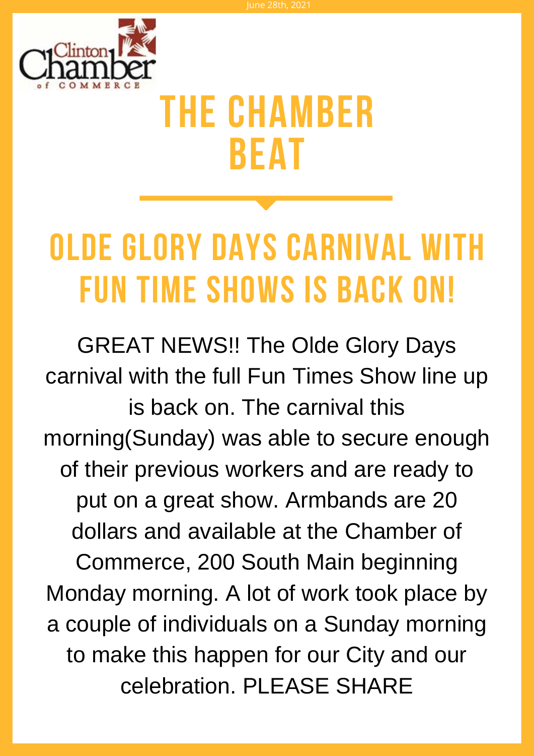June 28th, 2021

Clinton Chamber of Commerce

# THE CHAMBER BEAT

## OLDE GLORY DAYS CARNIVAL WITH FUN TIME SHOWS IS BACK ON!

GREAT NEWS!! The Olde Glory Days carnival with the full Fun Times Show line up is back on. The carnival this morning(Sunday) was able to secure enough of their previous workers and are ready to put on a great show. Armbands are 20 dollars and available at the Chamber of Commerce, 200 South Main beginning Monday morning. A lot of work took place by a couple of individuals on a Sunday morning to make this happen for our City and our celebration. PLEASE SHARE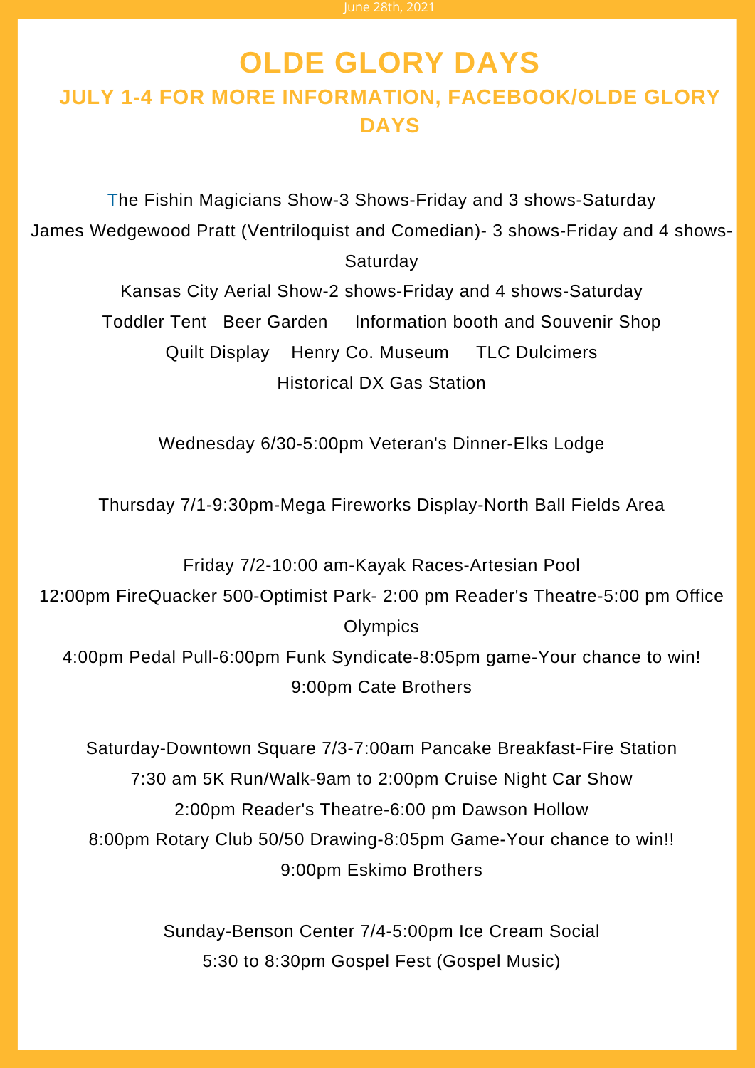June 28th, 2021

# OLDE GLORY DAYS

## JULY 1-4 FOR MORE INFORMATION, FACEBOOK/OLDE GLORY DAYS

The Fishin Magicians Show-3 Shows-Friday and 3 shows-Saturday
James Wedgewood Pratt (Ventriloquist and Comedian)- 3 shows-Friday and 4 shows-Saturday
Kansas City Aerial Show-2 shows-Friday and 4 shows-Saturday
Toddler Tent   Beer Garden   Information booth and Souvenir Shop
Quilt Display   Henry Co. Museum   TLC Dulcimers
Historical DX Gas Station

Wednesday 6/30-5:00pm Veteran's Dinner-Elks Lodge

Thursday 7/1-9:30pm-Mega Fireworks Display-North Ball Fields Area

Friday 7/2-10:00 am-Kayak Races-Artesian Pool
12:00pm FireQuacker 500-Optimist Park- 2:00 pm Reader's Theatre-5:00 pm Office Olympics
4:00pm Pedal Pull-6:00pm Funk Syndicate-8:05pm game-Your chance to win!
9:00pm Cate Brothers

Saturday-Downtown Square 7/3-7:00am Pancake Breakfast-Fire Station
7:30 am 5K Run/Walk-9am to 2:00pm Cruise Night Car Show
2:00pm Reader's Theatre-6:00 pm Dawson Hollow
8:00pm Rotary Club 50/50 Drawing-8:05pm Game-Your chance to win!!
9:00pm Eskimo Brothers

Sunday-Benson Center 7/4-5:00pm Ice Cream Social
5:30 to 8:30pm Gospel Fest (Gospel Music)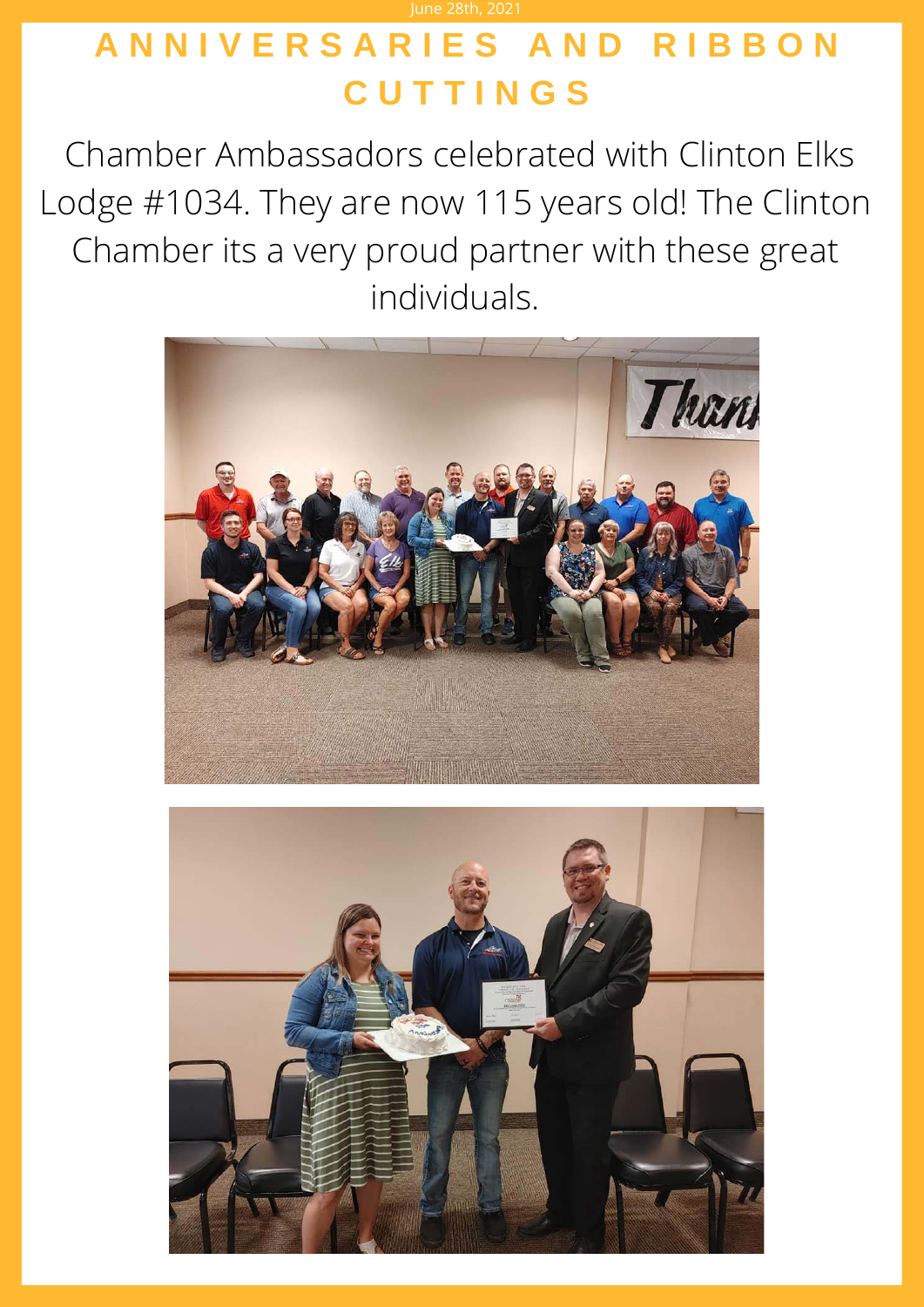June 28th, 2021

# ANNIVERSARIES AND RIBBON CUTTINGS

Chamber Ambassadors celebrated with Clinton Elks Lodge #1034. They are now 115 years old! The Clinton Chamber its a very proud partner with these great individuals.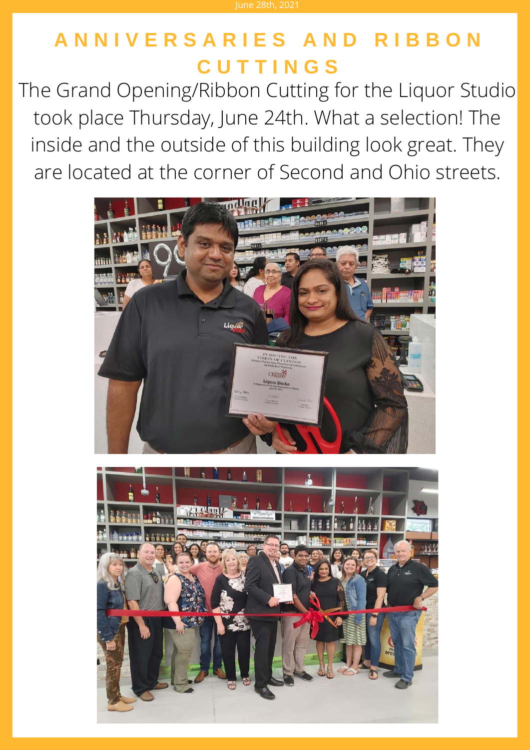June 28th, 2021

## ANNIVERSARIES AND RIBBON CUTTINGS

The Grand Opening/Ribbon Cutting for the Liquor Studio took place Thursday, June 24th. What a selection! The inside and the outside of this building look great. They are located at the corner of Second and Ohio streets.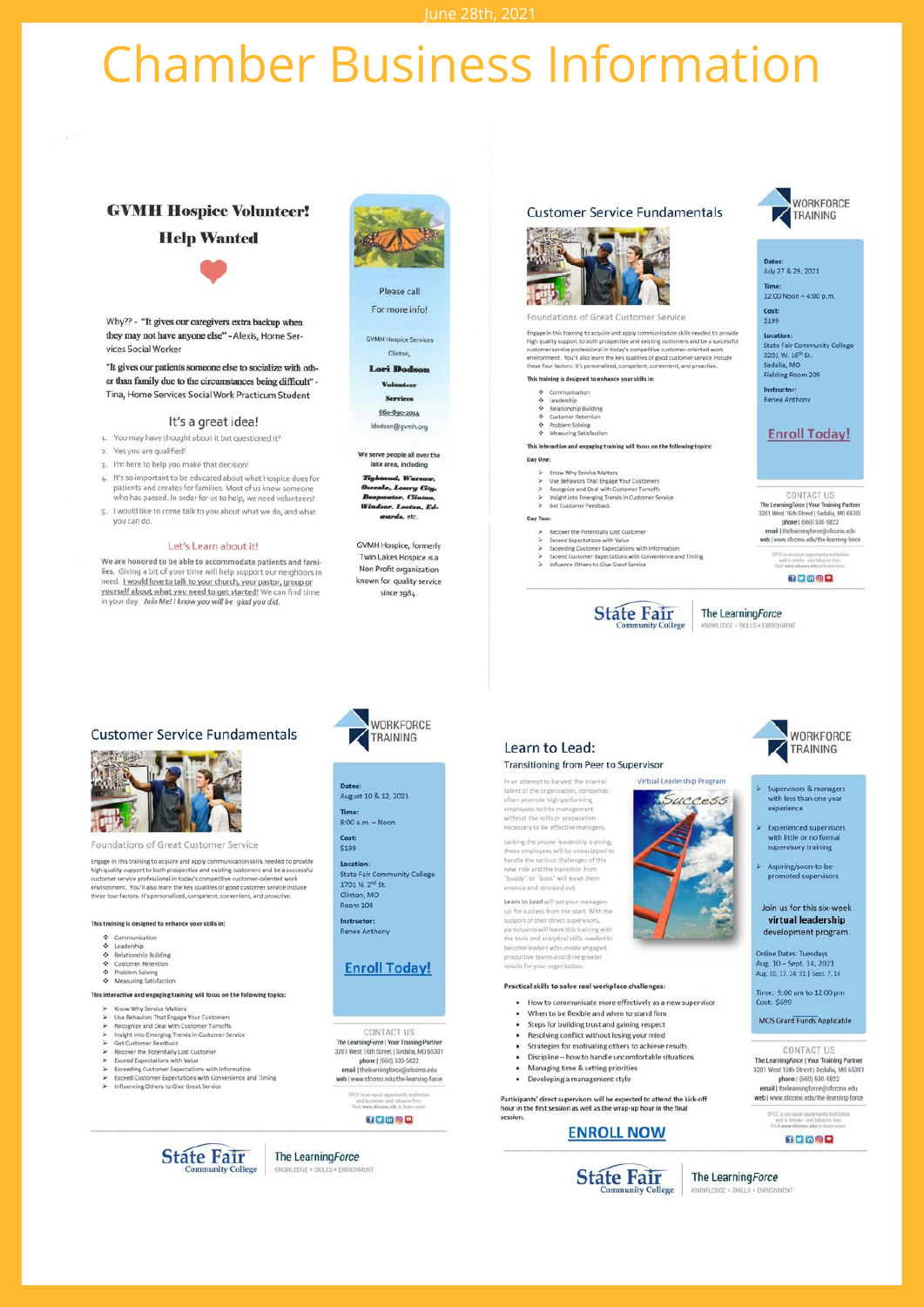June 28th, 2021

# Chamber Business Information

## GVMH Hospice Volunteer!

### Help Wanted

Why?? - "It gives our caregivers extra backup when they may not have anyone else" - Alexis, Home Services Social Worker

"It gives our patients someone else to socialize with other than family due to the circumstances being difficult" - Tina, Home Services Social Work Practicum Student

It's a great idea!

1. You may have thought about it but questioned it?
2. Yes you are qualified!
3. I'm here to help you make that decision!
4. It's so important to be educated about what Hospice does for patients and creates for families. Most of us know someone who has passed. In order for us to help, we need volunteers!
5. I would like to come talk to you about what we do, and what you can do.

Let's Learn about it!

We are honored to be able to accommodate patients and families. Giving a bit of your time will help support our neighbors in need. I would love to talk to your church, your pastor, group or yourself about what you need to get started! We can find time in your day. *Join Me! I know you will be glad you did.*

Please call

For more info!

GVMH Hospice Services

Clinton,

**Lori Dodson**

**Volunteer**

**Services**

660-890-2014

ldodson@gvmh.org

We serve people all over the lake area, including

***Tightwad, Warsaw, Osceola, Lowry City, Deepwater, Clinton, Windsor, Leeton, Edwards,*** etc.

GVMH Hospice, formerly Twin Lakes Hospice is a Non Profit organization known for quality service since 1984.

---

## Customer Service Fundamentals

WORKFORCE TRAINING

Foundations of Great Customer Service

Engage in this training to acquire and apply communication skills needed to provide high quality support to both prospective and existing customers and be a successful customer service professional in today's competitive customer-oriented work environment. You'll also learn the key qualities of good customer service include these four factors: it's personalized, competent, convenient, and proactive.

**This training is designed to enhance your skills in:**

- Communication
- Leadership
- Relationship Building
- Customer Retention
- Problem Solving
- Measuring Satisfaction

**This interactive and engaging training will focus on the following topics:**

**Day One:**

- Know Why Service Matters
- Use Behaviors That Engage Your Customers
- Recognize and Deal with Customer Turnoffs
- Insight into Emerging Trends in Customer Service
- Get Customer Feedback

**Day Two:**

- Recover the Potentially Lost Customer
- Exceed Expectations with Value
- Exceeding Customer Expectations with Information
- Exceed Customer Expectations with Convenience and Timing
- Influence Others to Give Great Service

**Dates:** July 27 & 29, 2021

**Time:** 12:00 Noon – 4:00 p.m.

**Cost:** $199

**Location:** State Fair Community College, 3201 W. 16th St., Sedalia, MO, Fielding Room 209

**Instructor:** Renee Anthony

**Enroll Today!**

CONTACT US

The LearningForce | Your Training Partner
3201 West 16th Street | Sedalia, MO 65301
**phone** | (660) 530-5822
**email** | thelearningforce@sfccmo.edu
**web** | www.sfccmo.edu/the-learning-force

SFCC is an equal opportunity institution and is smoke- and tobacco-free. Visit www.sfccmo.edu to learn more.

State Fair Community College | The LearningForce — KNOWLEDGE + SKILLS + ENRICHMENT

---

## Customer Service Fundamentals

WORKFORCE TRAINING

Foundations of Great Customer Service

Engage in this training to acquire and apply communication skills needed to provide high quality support to both prospective and existing customers and be a successful customer service professional in today's competitive customer-oriented work environment. You'll also learn the key qualities of good customer service include these four factors: it's personalized, competent, convenient, and proactive.

**This training is designed to enhance your skills in:**

- Communication
- Leadership
- Relationship Building
- Customer Retention
- Problem Solving
- Measuring Satisfaction

**This interactive and engaging training will focus on the following topics:**

- Know Why Service Matters
- Use Behaviors That Engage Your Customers
- Recognize and Deal with Customer Turnoffs
- Insight into Emerging Trends in Customer Service
- Get Customer Feedback
- Recover the Potentially Lost Customer
- Exceed Expectations with Value
- Exceeding Customer Expectations with Information
- Exceed Customer Expectations with Convenience and Timing
- Influencing Others to Give Great Service

**Dates:** August 10 & 12, 2021

**Time:** 8:00 a.m. – Noon

**Cost:** $199

**Location:** State Fair Community College, 1701 N. 2nd St., Clinton, MO, Room 104

**Instructor:** Renee Anthony

**Enroll Today!**

CONTACT US

The LearningForce | Your Training Partner
3201 West 16th Street | Sedalia, MO 65301
**phone** | (660) 530-5822
**email** | thelearningforce@sfccmo.edu
**web** | www.sfccmo.edu/the-learning-force

SFCC is an equal opportunity institution and is smoke- and tobacco-free. Visit www.sfccmo.edu to learn more.

State Fair Community College | The LearningForce — KNOWLEDGE + SKILLS + ENRICHMENT

---

## Learn to Lead:

### Transitioning from Peer to Supervisor

WORKFORCE TRAINING

Virtual Leadership Program

In an attempt to harvest the internal talent of the organization, companies often promote high-performing employees to into management without the skills or preparation necessary to be effective managers.

Lacking the proper leadership training, these employees will be unequipped to handle the various challenges of this new role and the transition from "buddy" to "boss" will leave them anxious and stressed out.

Learn to Lead will set your managers up for success from the start. With the support of their direct supervisors, participants will leave this training with the tools and analytical skills needed to become leaders who create engaged, productive teams and drive greater results for your organization.

**Practical skills to solve real workplace challenges:**

- How to communicate more effectively as a new supervisor
- When to be flexible and when to stand firm
- Steps for building trust and gaining respect
- Resolving conflict without losing your mind
- Strategies for motivating others to achieve results
- Discipline – how to handle uncomfortable situations
- Managing time & setting priorities
- Developing a management style

Participants' direct supervisors will be expected to attend the kick-off hour in the first session as well as the wrap-up hour in the final session.

**ENROLL NOW**

- Supervisors & managers with less than one year experience
- Experienced supervisors with little or no formal supervisory training
- Aspiring/soon-to-be-promoted supervisors

Join us for this six-week **virtual leadership** development program.

Online Dates: Tuesdays
Aug. 10 – Sept. 14, 2021
Aug. 10, 17, 24, 31 | Sept. 7, 14

Time: 9:00 am to 12:00 pm
Cost: $699

MCS Grant Funds Applicable

CONTACT US

The LearningForce | Your Training Partner
3201 West 16th Street | Sedalia, MO 65301
**phone** | (660) 530-5822
**email** | thelearningforce@sfccmo.edu
**web** | www.sfccmo.edu/the-learning-force

SFCC is an equal opportunity institution and is smoke- and tobacco-free. Visit www.sfccmo.edu to learn more.

State Fair Community College | The LearningForce — KNOWLEDGE + SKILLS + ENRICHMENT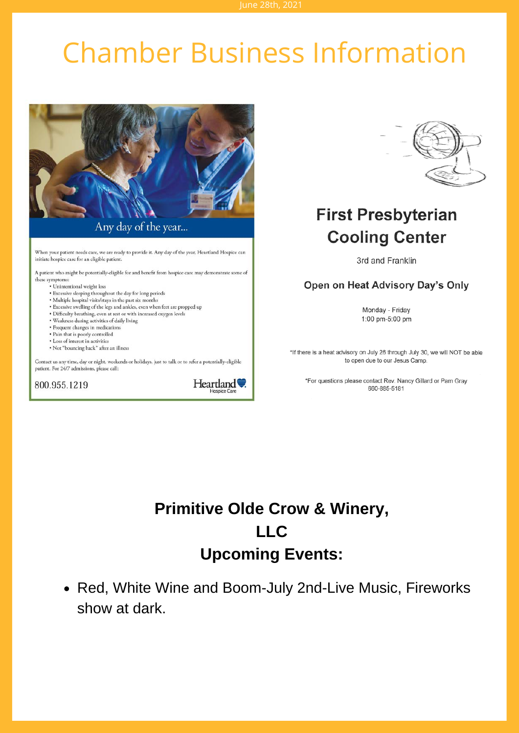# Chamber Business Information

Any day of the year...

When your patient needs care, we are ready to provide it. Any day of the year, Heartland Hospice can initiate hospice care for an eligible patient.

A patient who might be potentially-eligible for and benefit from hospice care may demonstrate some of these symptoms:

- Unintentional weight loss
- Excessive sleeping throughout the day for long periods
- Multiple hospital visits/stays in the past six months
- Excessive swelling of the legs and ankles, even when feet are propped up
- Difficulty breathing, even at rest or with increased oxygen levels
- Weakness during activities of daily living
- Frequent changes in medications
- Pain that is poorly controlled
- Loss of interest in activities
- Not "bouncing back" after an illness

Contact us any time, day or night, weekends or holidays, just to talk or to refer a potentially-eligible patient. For 24/7 admissions, please call:

800.955.1219

Heartland Hospice Care

## First Presbyterian Cooling Center

3rd and Franklin

### Open on Heat Advisory Day's Only

Monday - Friday
1:00 pm-5:00 pm

*If there is a heat advisory on July 26 through July 30, we will NOT be able to open due to our Jesus Camp.

*For questions please contact Rev. Nancy Gillard or Pam Gray
660-885-5181

## Primitive Olde Crow & Winery, LLC
## Upcoming Events:

- Red, White Wine and Boom-July 2nd-Live Music, Fireworks show at dark.